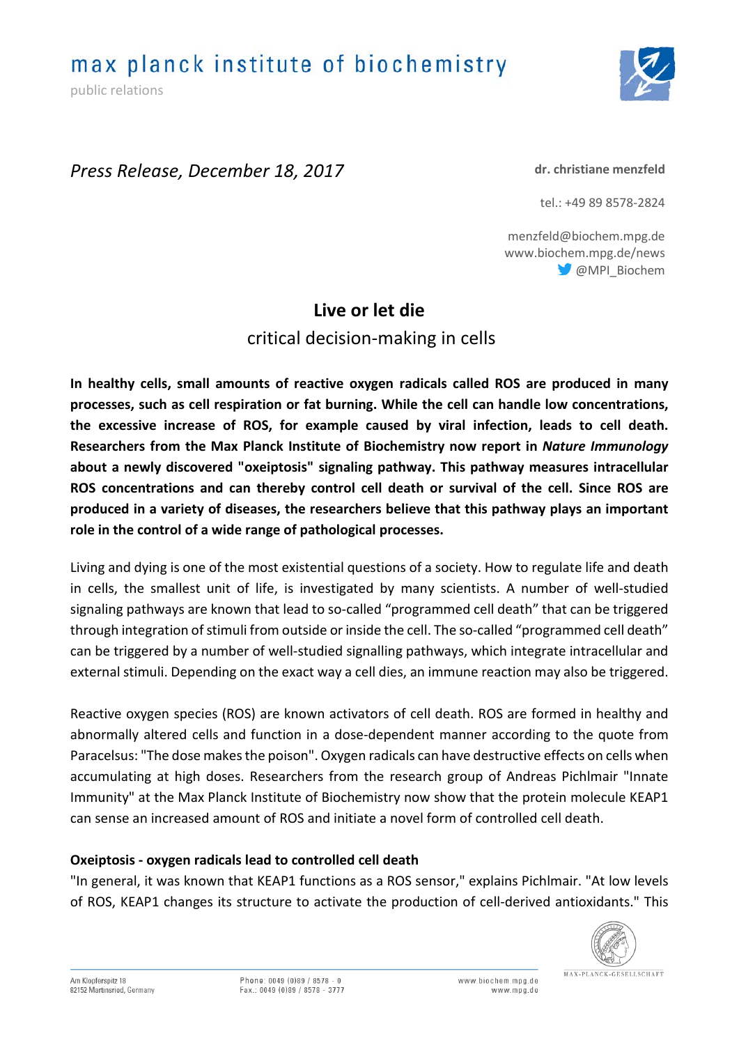max planck institute of biochemistry

public relations

*Press Release, December 18, 2017*

**dr. christiane menzfeld**

tel.: +49 89 8578-2824

menzfeld@biochem.mpg.de
www.biochem.mpg.de/news
@MPI_Biochem

# Live or let die

## critical decision-making in cells

**In healthy cells, small amounts of reactive oxygen radicals called ROS are produced in many processes, such as cell respiration or fat burning. While the cell can handle low concentrations, the excessive increase of ROS, for example caused by viral infection, leads to cell death. Researchers from the Max Planck Institute of Biochemistry now report in *Nature Immunology* about a newly discovered "oxeiptosis" signaling pathway. This pathway measures intracellular ROS concentrations and can thereby control cell death or survival of the cell. Since ROS are produced in a variety of diseases, the researchers believe that this pathway plays an important role in the control of a wide range of pathological processes.**

Living and dying is one of the most existential questions of a society. How to regulate life and death in cells, the smallest unit of life, is investigated by many scientists. A number of well-studied signaling pathways are known that lead to so-called "programmed cell death" that can be triggered through integration of stimuli from outside or inside the cell. The so-called "programmed cell death" can be triggered by a number of well-studied signalling pathways, which integrate intracellular and external stimuli. Depending on the exact way a cell dies, an immune reaction may also be triggered.

Reactive oxygen species (ROS) are known activators of cell death. ROS are formed in healthy and abnormally altered cells and function in a dose-dependent manner according to the quote from Paracelsus: "The dose makes the poison". Oxygen radicals can have destructive effects on cells when accumulating at high doses. Researchers from the research group of Andreas Pichlmair "Innate Immunity" at the Max Planck Institute of Biochemistry now show that the protein molecule KEAP1 can sense an increased amount of ROS and initiate a novel form of controlled cell death.

### Oxeiptosis - oxygen radicals lead to controlled cell death

"In general, it was known that KEAP1 functions as a ROS sensor," explains Pichlmair. "At low levels of ROS, KEAP1 changes its structure to activate the production of cell-derived antioxidants." This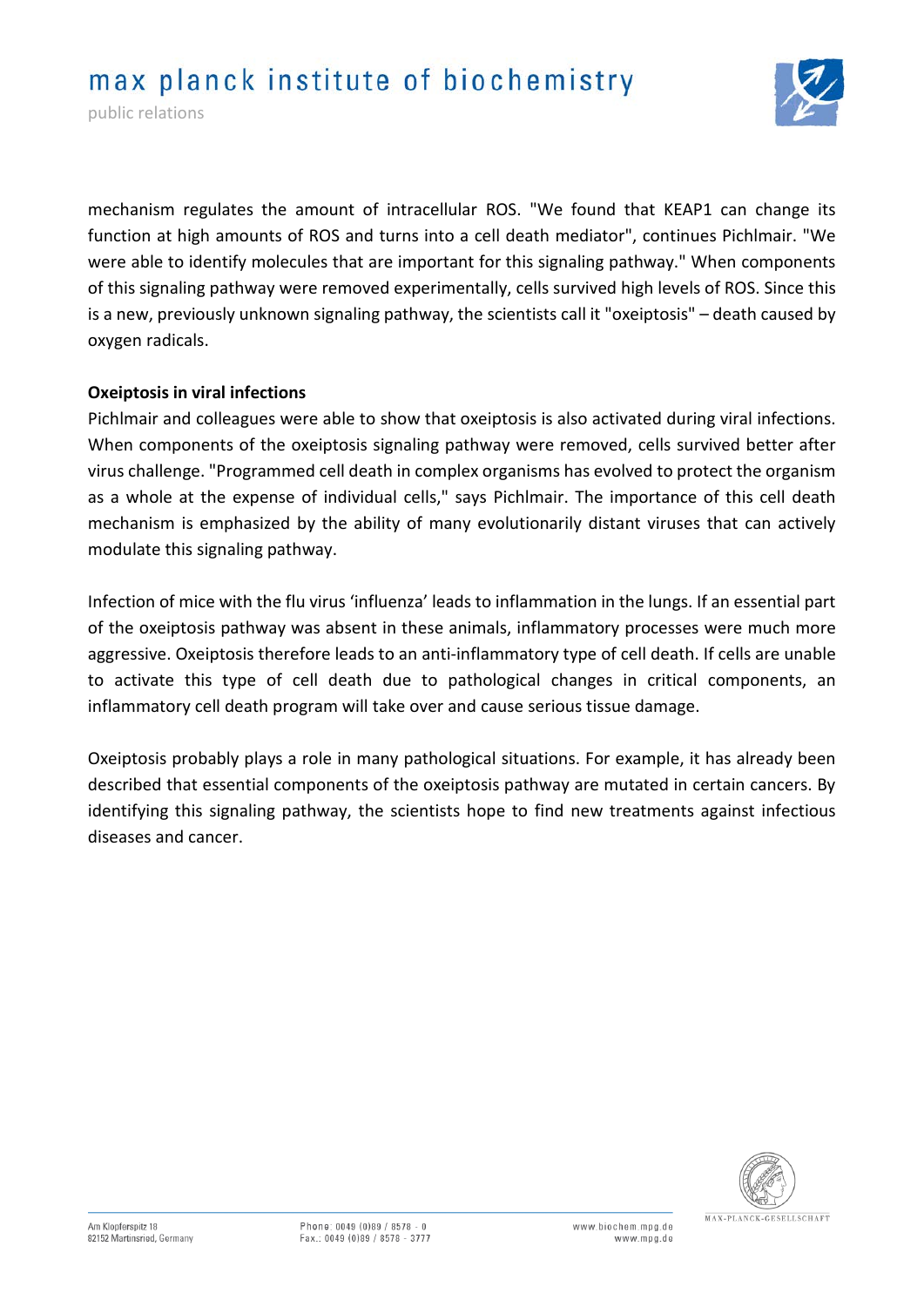mechanism regulates the amount of intracellular ROS. "We found that KEAP1 can change its function at high amounts of ROS and turns into a cell death mediator", continues Pichlmair. "We were able to identify molecules that are important for this signaling pathway." When components of this signaling pathway were removed experimentally, cells survived high levels of ROS. Since this is a new, previously unknown signaling pathway, the scientists call it "oxeiptosis" – death caused by oxygen radicals.

**Oxeiptosis in viral infections**

Pichlmair and colleagues were able to show that oxeiptosis is also activated during viral infections. When components of the oxeiptosis signaling pathway were removed, cells survived better after virus challenge. "Programmed cell death in complex organisms has evolved to protect the organism as a whole at the expense of individual cells," says Pichlmair. The importance of this cell death mechanism is emphasized by the ability of many evolutionarily distant viruses that can actively modulate this signaling pathway.

Infection of mice with the flu virus 'influenza' leads to inflammation in the lungs. If an essential part of the oxeiptosis pathway was absent in these animals, inflammatory processes were much more aggressive. Oxeiptosis therefore leads to an anti-inflammatory type of cell death. If cells are unable to activate this type of cell death due to pathological changes in critical components, an inflammatory cell death program will take over and cause serious tissue damage.

Oxeiptosis probably plays a role in many pathological situations. For example, it has already been described that essential components of the oxeiptosis pathway are mutated in certain cancers. By identifying this signaling pathway, the scientists hope to find new treatments against infectious diseases and cancer.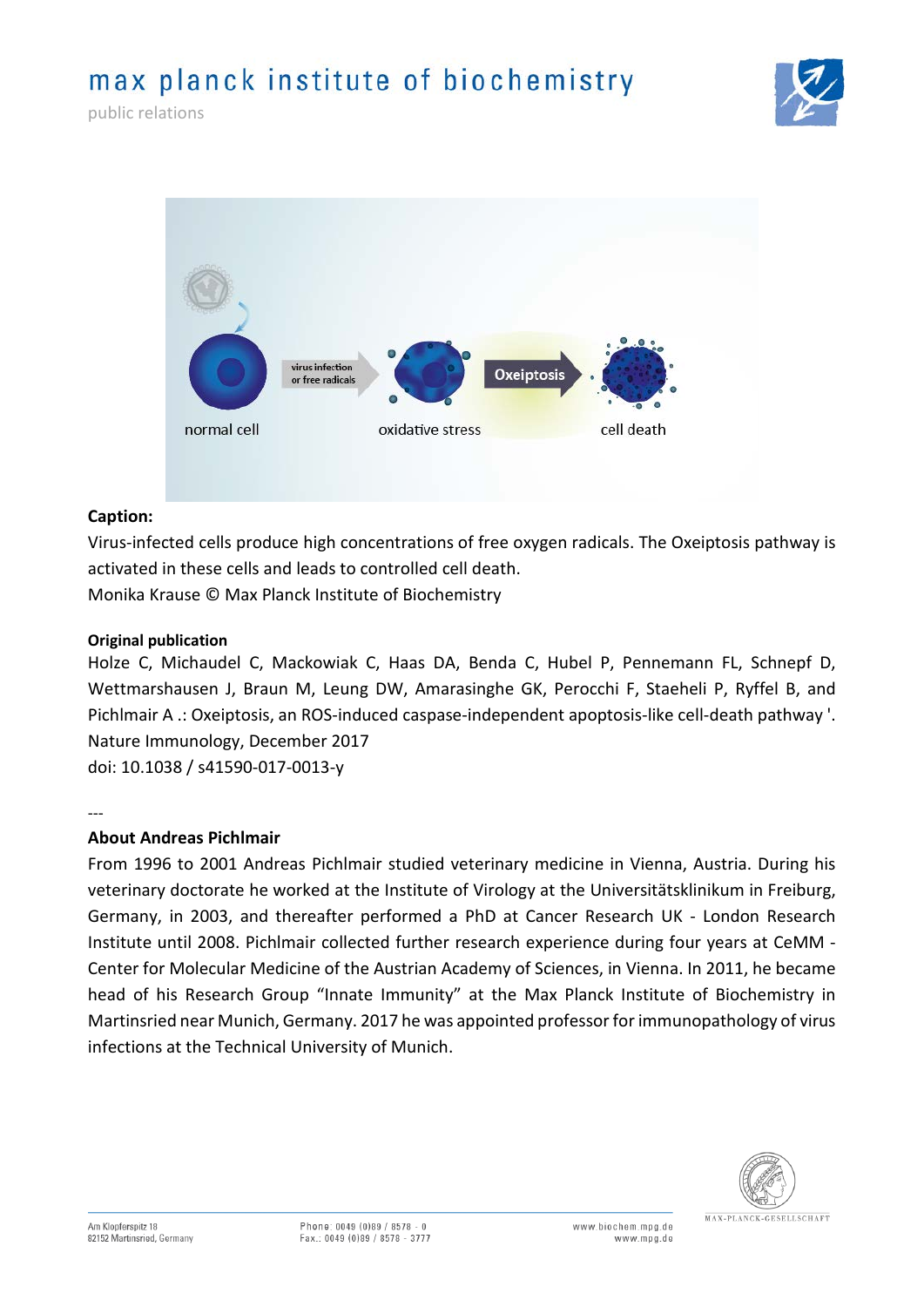**Caption:**

Virus-infected cells produce high concentrations of free oxygen radicals. The Oxeiptosis pathway is activated in these cells and leads to controlled cell death.

Monika Krause © Max Planck Institute of Biochemistry

**Original publication**

Holze C, Michaudel C, Mackowiak C, Haas DA, Benda C, Hubel P, Pennemann FL, Schnepf D, Wettmarshausen J, Braun M, Leung DW, Amarasinghe GK, Perocchi F, Staeheli P, Ryffel B, and Pichlmair A .: Oxeiptosis, an ROS-induced caspase-independent apoptosis-like cell-death pathway '. Nature Immunology, December 2017

doi: 10.1038 / s41590-017-0013-y

---

**About Andreas Pichlmair**

From 1996 to 2001 Andreas Pichlmair studied veterinary medicine in Vienna, Austria. During his veterinary doctorate he worked at the Institute of Virology at the Universitätsklinikum in Freiburg, Germany, in 2003, and thereafter performed a PhD at Cancer Research UK - London Research Institute until 2008. Pichlmair collected further research experience during four years at CeMM - Center for Molecular Medicine of the Austrian Academy of Sciences, in Vienna. In 2011, he became head of his Research Group "Innate Immunity" at the Max Planck Institute of Biochemistry in Martinsried near Munich, Germany. 2017 he was appointed professor for immunopathology of virus infections at the Technical University of Munich.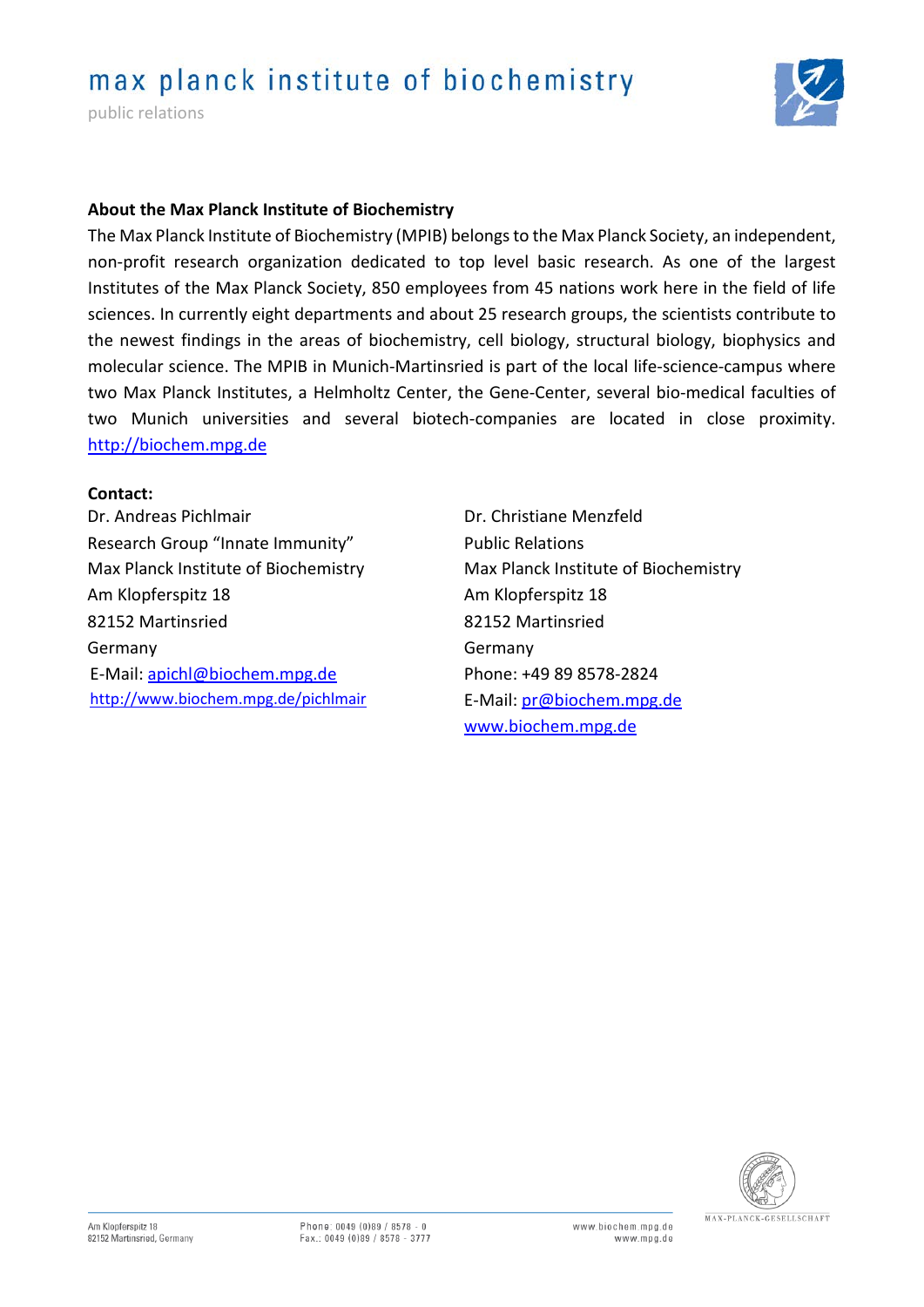**About the Max Planck Institute of Biochemistry**

The Max Planck Institute of Biochemistry (MPIB) belongs to the Max Planck Society, an independent, non-profit research organization dedicated to top level basic research. As one of the largest Institutes of the Max Planck Society, 850 employees from 45 nations work here in the field of life sciences. In currently eight departments and about 25 research groups, the scientists contribute to the newest findings in the areas of biochemistry, cell biology, structural biology, biophysics and molecular science. The MPIB in Munich-Martinsried is part of the local life-science-campus where two Max Planck Institutes, a Helmholtz Center, the Gene-Center, several bio-medical faculties of two Munich universities and several biotech-companies are located in close proximity. http://biochem.mpg.de

**Contact:**

Dr. Andreas Pichlmair
Research Group "Innate Immunity"
Max Planck Institute of Biochemistry
Am Klopferspitz 18
82152 Martinsried
Germany
E-Mail: apichl@biochem.mpg.de
http://www.biochem.mpg.de/pichlmair

Dr. Christiane Menzfeld
Public Relations
Max Planck Institute of Biochemistry
Am Klopferspitz 18
82152 Martinsried
Germany
Phone: +49 89 8578-2824
E-Mail: pr@biochem.mpg.de
www.biochem.mpg.de